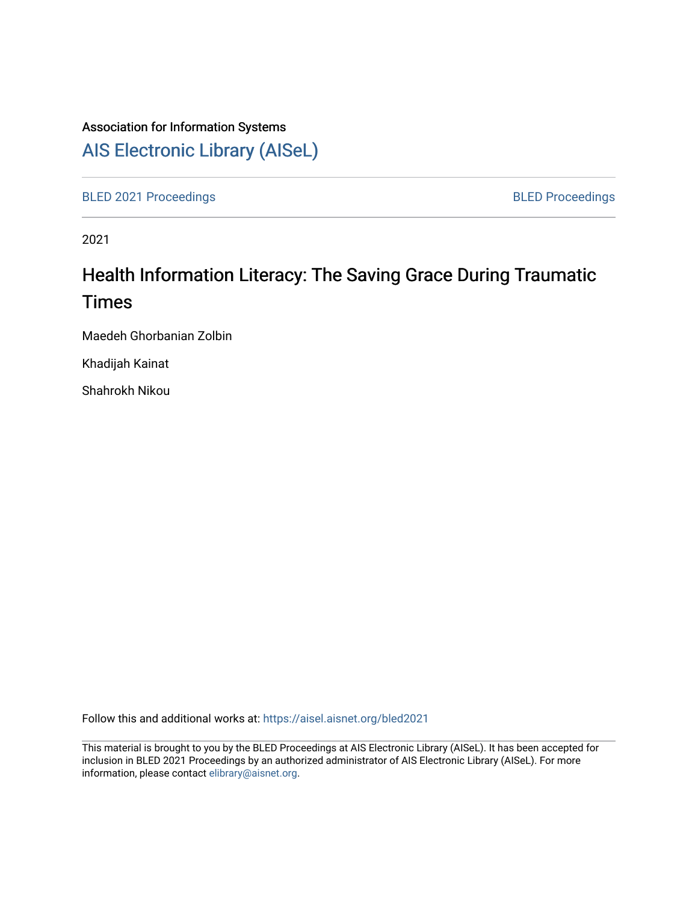Association for Information Systems

[AIS Electronic Library (AISeL)](https://aisel.aisnet.org/)

BLED 2021 Proceedings

BLED Proceedings

2021

# Health Information Literacy: The Saving Grace During Traumatic Times

Maedeh Ghorbanian Zolbin

Khadijah Kainat

Shahrokh Nikou

Follow this and additional works at: https://aisel.aisnet.org/bled2021

This material is brought to you by the BLED Proceedings at AIS Electronic Library (AISeL). It has been accepted for inclusion in BLED 2021 Proceedings by an authorized administrator of AIS Electronic Library (AISeL). For more information, please contact elibrary@aisnet.org.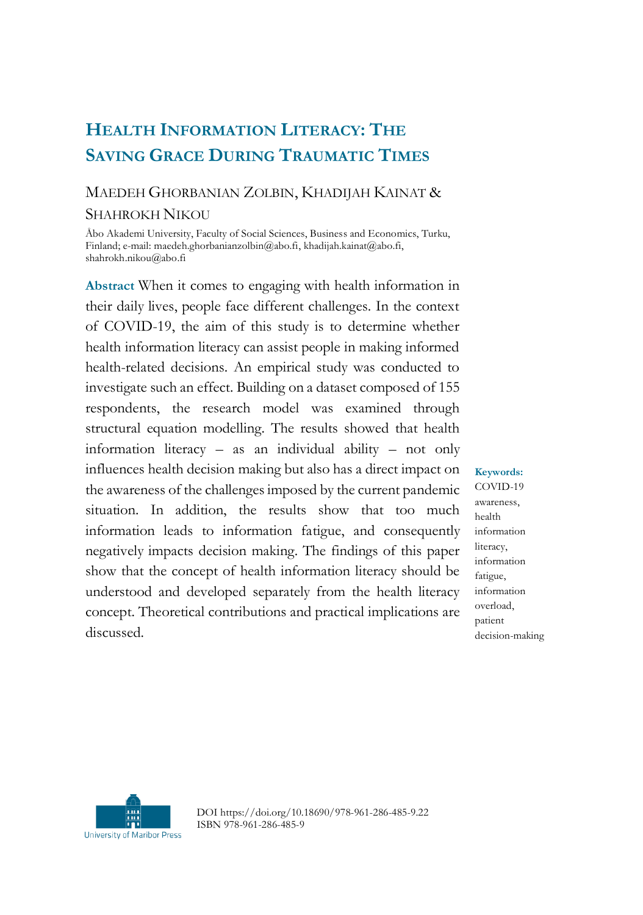# Health Information Literacy: The Saving Grace During Traumatic Times

Maedeh Ghorbanian Zolbin, Khadijah Kainat & Shahrokh Nikou

Åbo Akademi University, Faculty of Social Sciences, Business and Economics, Turku, Finland; e-mail: maedeh.ghorbanianzolbin@abo.fi, khadijah.kainat@abo.fi, shahrokh.nikou@abo.fi

**Abstract** When it comes to engaging with health information in their daily lives, people face different challenges. In the context of COVID-19, the aim of this study is to determine whether health information literacy can assist people in making informed health-related decisions. An empirical study was conducted to investigate such an effect. Building on a dataset composed of 155 respondents, the research model was examined through structural equation modelling. The results showed that health information literacy – as an individual ability – not only influences health decision making but also has a direct impact on the awareness of the challenges imposed by the current pandemic situation. In addition, the results show that too much information leads to information fatigue, and consequently negatively impacts decision making. The findings of this paper show that the concept of health information literacy should be understood and developed separately from the health literacy concept. Theoretical contributions and practical implications are discussed.

**Keywords:** COVID-19 awareness, health information literacy, information fatigue, information overload, patient decision-making

DOI https://doi.org/10.18690/978-961-286-485-9.22
ISBN 978-961-286-485-9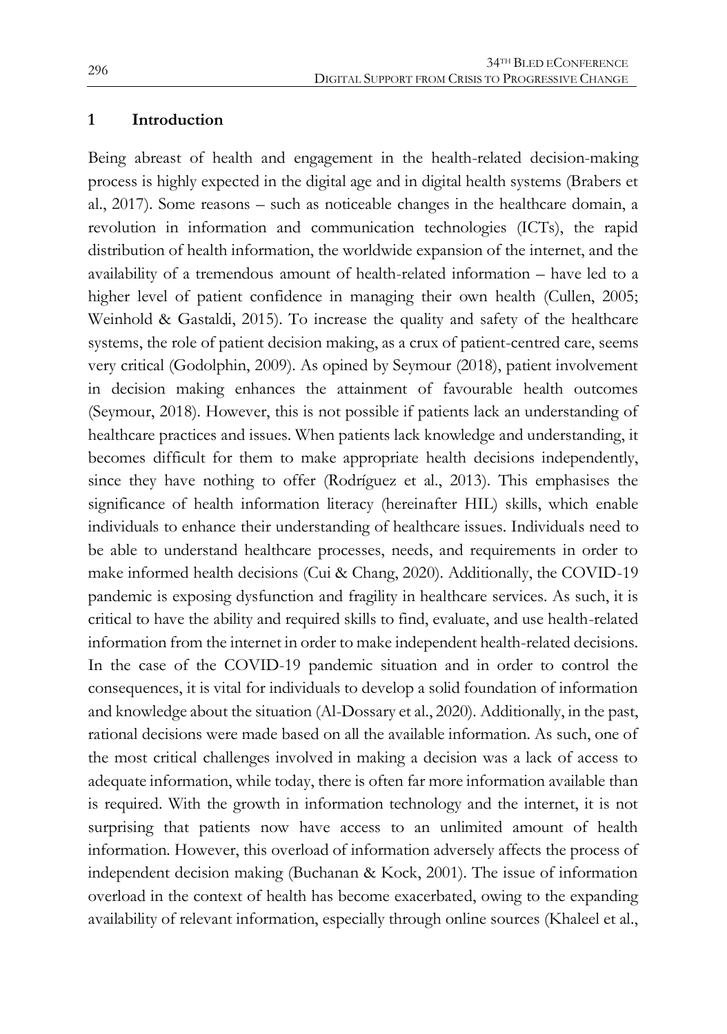## 1 Introduction

Being abreast of health and engagement in the health-related decision-making process is highly expected in the digital age and in digital health systems (Brabers et al., 2017). Some reasons – such as noticeable changes in the healthcare domain, a revolution in information and communication technologies (ICTs), the rapid distribution of health information, the worldwide expansion of the internet, and the availability of a tremendous amount of health-related information – have led to a higher level of patient confidence in managing their own health (Cullen, 2005; Weinhold & Gastaldi, 2015). To increase the quality and safety of the healthcare systems, the role of patient decision making, as a crux of patient-centred care, seems very critical (Godolphin, 2009). As opined by Seymour (2018), patient involvement in decision making enhances the attainment of favourable health outcomes (Seymour, 2018). However, this is not possible if patients lack an understanding of healthcare practices and issues. When patients lack knowledge and understanding, it becomes difficult for them to make appropriate health decisions independently, since they have nothing to offer (Rodríguez et al., 2013). This emphasises the significance of health information literacy (hereinafter HIL) skills, which enable individuals to enhance their understanding of healthcare issues. Individuals need to be able to understand healthcare processes, needs, and requirements in order to make informed health decisions (Cui & Chang, 2020). Additionally, the COVID-19 pandemic is exposing dysfunction and fragility in healthcare services. As such, it is critical to have the ability and required skills to find, evaluate, and use health-related information from the internet in order to make independent health-related decisions. In the case of the COVID-19 pandemic situation and in order to control the consequences, it is vital for individuals to develop a solid foundation of information and knowledge about the situation (Al-Dossary et al., 2020). Additionally, in the past, rational decisions were made based on all the available information. As such, one of the most critical challenges involved in making a decision was a lack of access to adequate information, while today, there is often far more information available than is required. With the growth in information technology and the internet, it is not surprising that patients now have access to an unlimited amount of health information. However, this overload of information adversely affects the process of independent decision making (Buchanan & Kock, 2001). The issue of information overload in the context of health has become exacerbated, owing to the expanding availability of relevant information, especially through online sources (Khaleel et al.,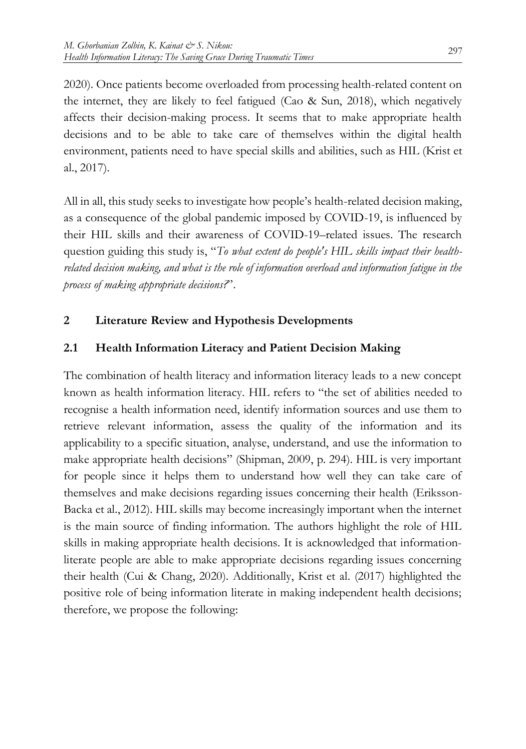2020). Once patients become overloaded from processing health-related content on the internet, they are likely to feel fatigued (Cao & Sun, 2018), which negatively affects their decision-making process. It seems that to make appropriate health decisions and to be able to take care of themselves within the digital health environment, patients need to have special skills and abilities, such as HIL (Krist et al., 2017).

All in all, this study seeks to investigate how people's health-related decision making, as a consequence of the global pandemic imposed by COVID-19, is influenced by their HIL skills and their awareness of COVID-19–related issues. The research question guiding this study is, "*To what extent do people's HIL skills impact their health-related decision making, and what is the role of information overload and information fatigue in the process of making appropriate decisions?*".

## 2 Literature Review and Hypothesis Developments

### 2.1 Health Information Literacy and Patient Decision Making

The combination of health literacy and information literacy leads to a new concept known as health information literacy. HIL refers to "the set of abilities needed to recognise a health information need, identify information sources and use them to retrieve relevant information, assess the quality of the information and its applicability to a specific situation, analyse, understand, and use the information to make appropriate health decisions" (Shipman, 2009, p. 294). HIL is very important for people since it helps them to understand how well they can take care of themselves and make decisions regarding issues concerning their health (Eriksson-Backa et al., 2012). HIL skills may become increasingly important when the internet is the main source of finding information. The authors highlight the role of HIL skills in making appropriate health decisions. It is acknowledged that information-literate people are able to make appropriate decisions regarding issues concerning their health (Cui & Chang, 2020). Additionally, Krist et al. (2017) highlighted the positive role of being information literate in making independent health decisions; therefore, we propose the following: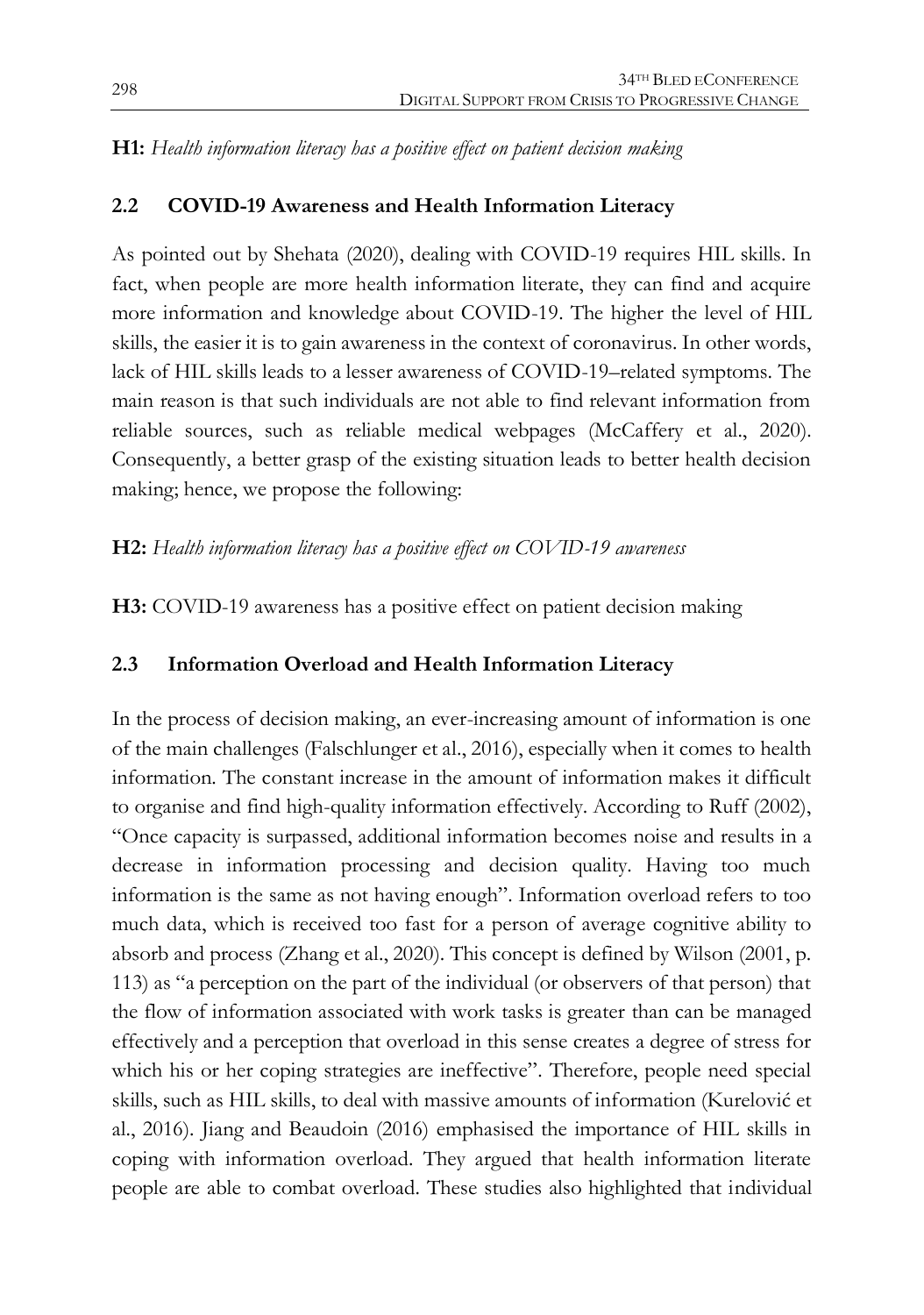**H1:** *Health information literacy has a positive effect on patient decision making*

## 2.2 COVID-19 Awareness and Health Information Literacy

As pointed out by Shehata (2020), dealing with COVID-19 requires HIL skills. In fact, when people are more health information literate, they can find and acquire more information and knowledge about COVID-19. The higher the level of HIL skills, the easier it is to gain awareness in the context of coronavirus. In other words, lack of HIL skills leads to a lesser awareness of COVID-19–related symptoms. The main reason is that such individuals are not able to find relevant information from reliable sources, such as reliable medical webpages (McCaffery et al., 2020). Consequently, a better grasp of the existing situation leads to better health decision making; hence, we propose the following:

**H2:** *Health information literacy has a positive effect on COVID-19 awareness*

**H3:** COVID-19 awareness has a positive effect on patient decision making

## 2.3 Information Overload and Health Information Literacy

In the process of decision making, an ever-increasing amount of information is one of the main challenges (Falschlunger et al., 2016), especially when it comes to health information. The constant increase in the amount of information makes it difficult to organise and find high-quality information effectively. According to Ruff (2002), "Once capacity is surpassed, additional information becomes noise and results in a decrease in information processing and decision quality. Having too much information is the same as not having enough". Information overload refers to too much data, which is received too fast for a person of average cognitive ability to absorb and process (Zhang et al., 2020). This concept is defined by Wilson (2001, p. 113) as "a perception on the part of the individual (or observers of that person) that the flow of information associated with work tasks is greater than can be managed effectively and a perception that overload in this sense creates a degree of stress for which his or her coping strategies are ineffective". Therefore, people need special skills, such as HIL skills, to deal with massive amounts of information (Kurelović et al., 2016). Jiang and Beaudoin (2016) emphasised the importance of HIL skills in coping with information overload. They argued that health information literate people are able to combat overload. These studies also highlighted that individual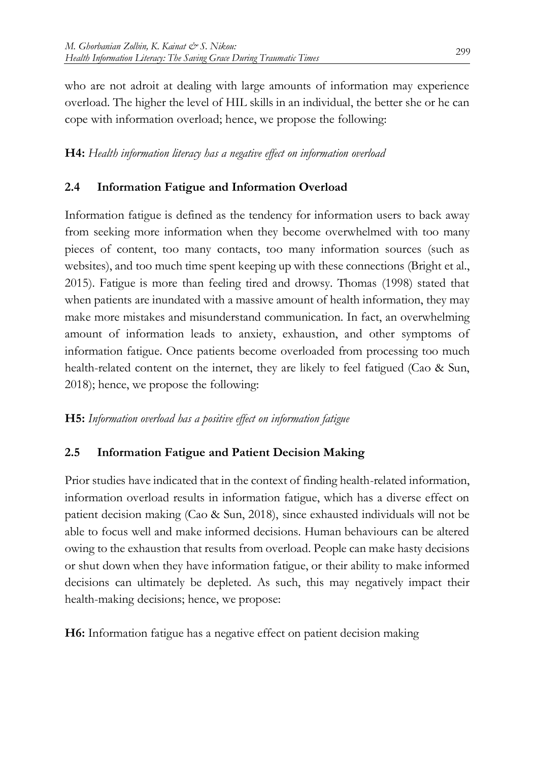who are not adroit at dealing with large amounts of information may experience overload. The higher the level of HIL skills in an individual, the better she or he can cope with information overload; hence, we propose the following:

**H4:** *Health information literacy has a negative effect on information overload*

## 2.4 Information Fatigue and Information Overload

Information fatigue is defined as the tendency for information users to back away from seeking more information when they become overwhelmed with too many pieces of content, too many contacts, too many information sources (such as websites), and too much time spent keeping up with these connections (Bright et al., 2015). Fatigue is more than feeling tired and drowsy. Thomas (1998) stated that when patients are inundated with a massive amount of health information, they may make more mistakes and misunderstand communication. In fact, an overwhelming amount of information leads to anxiety, exhaustion, and other symptoms of information fatigue. Once patients become overloaded from processing too much health-related content on the internet, they are likely to feel fatigued (Cao & Sun, 2018); hence, we propose the following:

**H5:** *Information overload has a positive effect on information fatigue*

## 2.5 Information Fatigue and Patient Decision Making

Prior studies have indicated that in the context of finding health-related information, information overload results in information fatigue, which has a diverse effect on patient decision making (Cao & Sun, 2018), since exhausted individuals will not be able to focus well and make informed decisions. Human behaviours can be altered owing to the exhaustion that results from overload. People can make hasty decisions or shut down when they have information fatigue, or their ability to make informed decisions can ultimately be depleted. As such, this may negatively impact their health-making decisions; hence, we propose:

**H6:** Information fatigue has a negative effect on patient decision making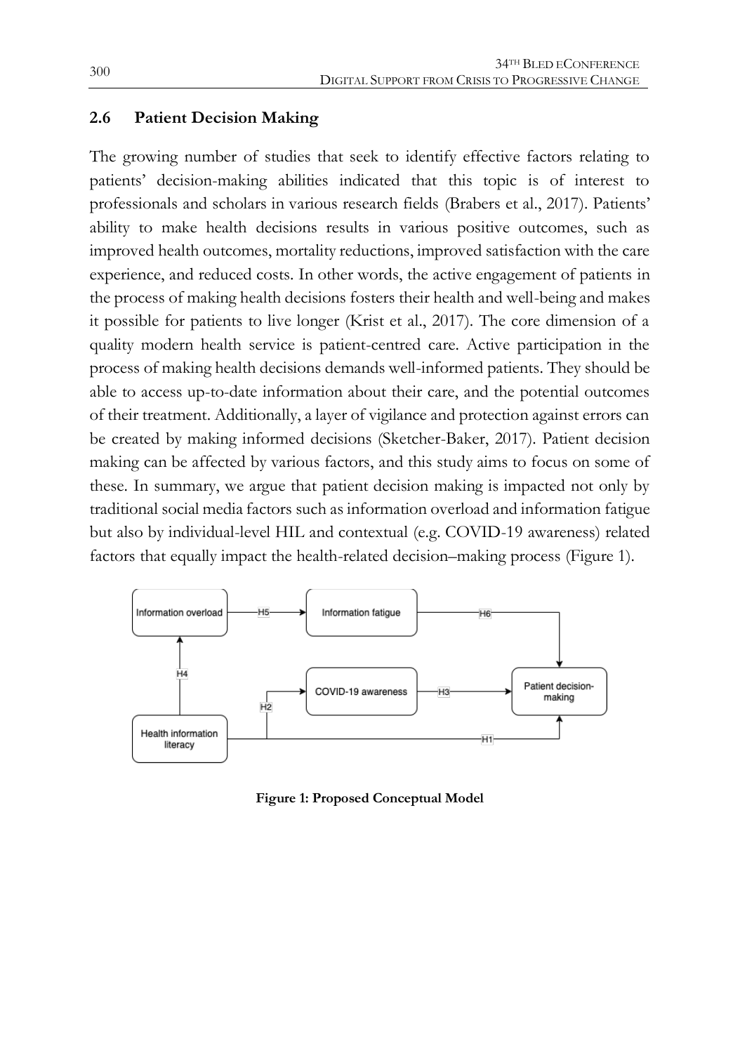## 2.6 Patient Decision Making

The growing number of studies that seek to identify effective factors relating to patients' decision-making abilities indicated that this topic is of interest to professionals and scholars in various research fields (Brabers et al., 2017). Patients' ability to make health decisions results in various positive outcomes, such as improved health outcomes, mortality reductions, improved satisfaction with the care experience, and reduced costs. In other words, the active engagement of patients in the process of making health decisions fosters their health and well-being and makes it possible for patients to live longer (Krist et al., 2017). The core dimension of a quality modern health service is patient-centred care. Active participation in the process of making health decisions demands well-informed patients. They should be able to access up-to-date information about their care, and the potential outcomes of their treatment. Additionally, a layer of vigilance and protection against errors can be created by making informed decisions (Sketcher-Baker, 2017). Patient decision making can be affected by various factors, and this study aims to focus on some of these. In summary, we argue that patient decision making is impacted not only by traditional social media factors such as information overload and information fatigue but also by individual-level HIL and contextual (e.g. COVID-19 awareness) related factors that equally impact the health-related decision–making process (Figure 1).

Information overload
H5
Information fatigue
H6
H4
COVID-19 awareness
H3
Patient decision-making
H2
Health information literacy
H1

**Figure 1: Proposed Conceptual Model**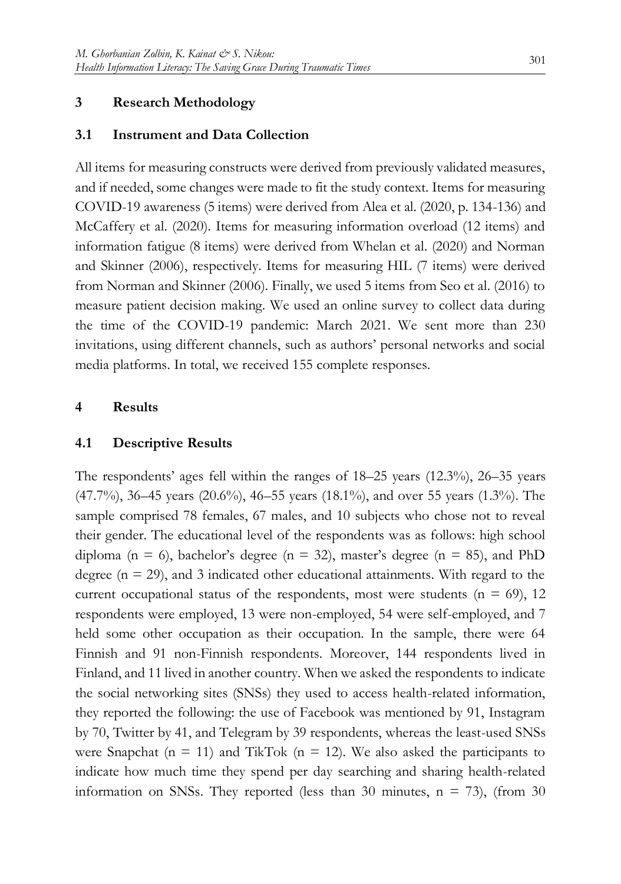## 3 Research Methodology

### 3.1 Instrument and Data Collection

All items for measuring constructs were derived from previously validated measures, and if needed, some changes were made to fit the study context. Items for measuring COVID-19 awareness (5 items) were derived from Alea et al. (2020, p. 134-136) and McCaffery et al. (2020). Items for measuring information overload (12 items) and information fatigue (8 items) were derived from Whelan et al. (2020) and Norman and Skinner (2006), respectively. Items for measuring HIL (7 items) were derived from Norman and Skinner (2006). Finally, we used 5 items from Seo et al. (2016) to measure patient decision making. We used an online survey to collect data during the time of the COVID-19 pandemic: March 2021. We sent more than 230 invitations, using different channels, such as authors' personal networks and social media platforms. In total, we received 155 complete responses.

## 4 Results

### 4.1 Descriptive Results

The respondents' ages fell within the ranges of 18–25 years (12.3%), 26–35 years (47.7%), 36–45 years (20.6%), 46–55 years (18.1%), and over 55 years (1.3%). The sample comprised 78 females, 67 males, and 10 subjects who chose not to reveal their gender. The educational level of the respondents was as follows: high school diploma (n = 6), bachelor's degree (n = 32), master's degree (n = 85), and PhD degree (n = 29), and 3 indicated other educational attainments. With regard to the current occupational status of the respondents, most were students (n = 69), 12 respondents were employed, 13 were non-employed, 54 were self-employed, and 7 held some other occupation as their occupation. In the sample, there were 64 Finnish and 91 non-Finnish respondents. Moreover, 144 respondents lived in Finland, and 11 lived in another country. When we asked the respondents to indicate the social networking sites (SNSs) they used to access health-related information, they reported the following: the use of Facebook was mentioned by 91, Instagram by 70, Twitter by 41, and Telegram by 39 respondents, whereas the least-used SNSs were Snapchat (n = 11) and TikTok (n = 12). We also asked the participants to indicate how much time they spend per day searching and sharing health-related information on SNSs. They reported (less than 30 minutes, n = 73), (from 30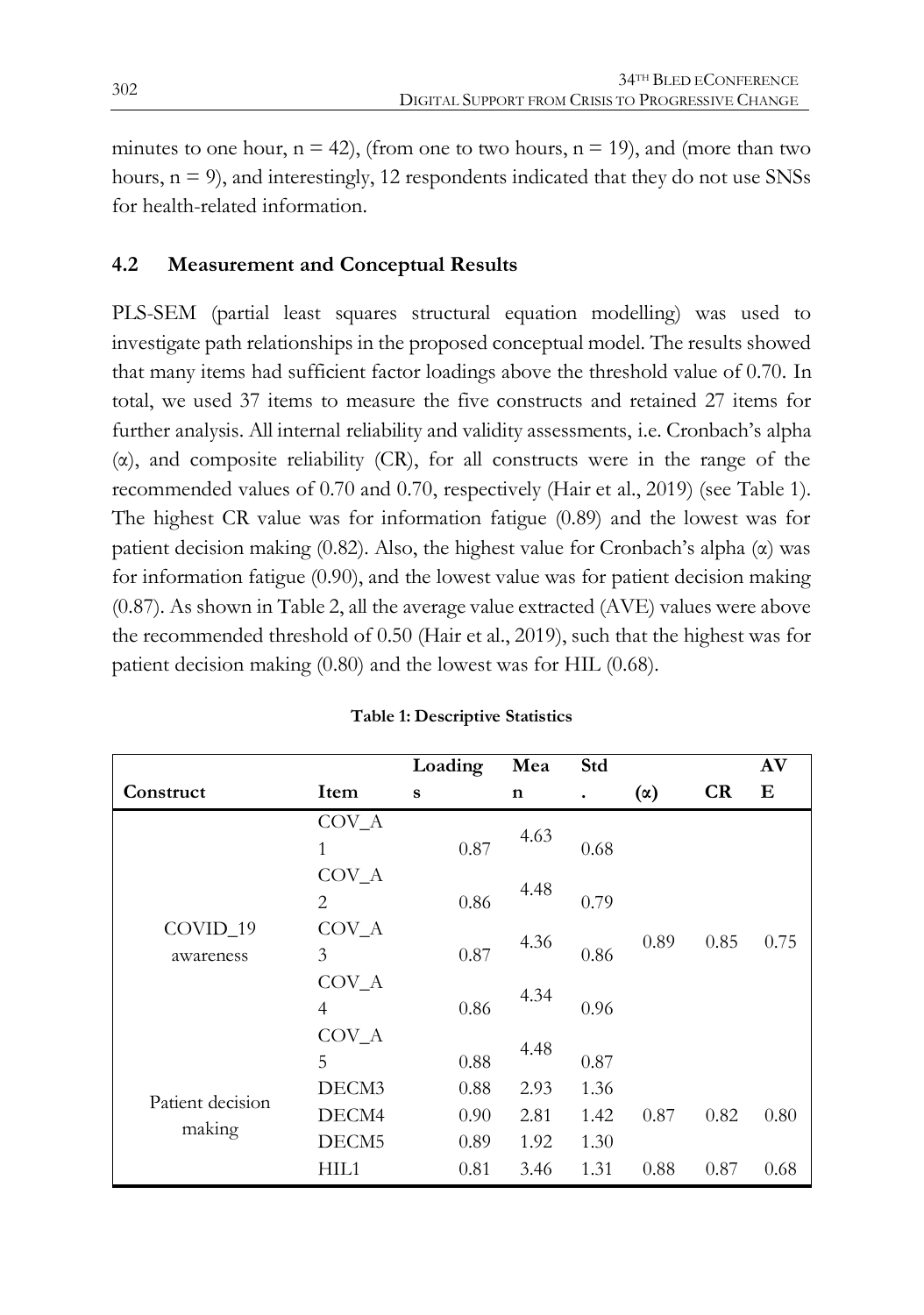minutes to one hour, n = 42), (from one to two hours, n = 19), and (more than two hours, n = 9), and interestingly, 12 respondents indicated that they do not use SNSs for health-related information.

## 4.2 Measurement and Conceptual Results

PLS-SEM (partial least squares structural equation modelling) was used to investigate path relationships in the proposed conceptual model. The results showed that many items had sufficient factor loadings above the threshold value of 0.70. In total, we used 37 items to measure the five constructs and retained 27 items for further analysis. All internal reliability and validity assessments, i.e. Cronbach's alpha (α), and composite reliability (CR), for all constructs were in the range of the recommended values of 0.70 and 0.70, respectively (Hair et al., 2019) (see Table 1). The highest CR value was for information fatigue (0.89) and the lowest was for patient decision making (0.82). Also, the highest value for Cronbach's alpha (α) was for information fatigue (0.90), and the lowest value was for patient decision making (0.87). As shown in Table 2, all the average value extracted (AVE) values were above the recommended threshold of 0.50 (Hair et al., 2019), such that the highest was for patient decision making (0.80) and the lowest was for HIL (0.68).

**Table 1: Descriptive Statistics**

| Construct | Item | Loadings | Mean | Std. | (α) | CR | AVE |
|---|---|---|---|---|---|---|---|
| COVID_19 awareness | COV_A1 | 0.87 | 4.63 | 0.68 | 0.89 | 0.85 | 0.75 |
| | COV_A2 | 0.86 | 4.48 | 0.79 | | | |
| | COV_A3 | 0.87 | 4.36 | 0.86 | | | |
| | COV_A4 | 0.86 | 4.34 | 0.96 | | | |
| | COV_A5 | 0.88 | 4.48 | 0.87 | | | |
| Patient decision making | DECM3 | 0.88 | 2.93 | 1.36 | 0.87 | 0.82 | 0.80 |
| | DECM4 | 0.90 | 2.81 | 1.42 | | | |
| | DECM5 | 0.89 | 1.92 | 1.30 | | | |
| | HIL1 | 0.81 | 3.46 | 1.31 | 0.88 | 0.87 | 0.68 |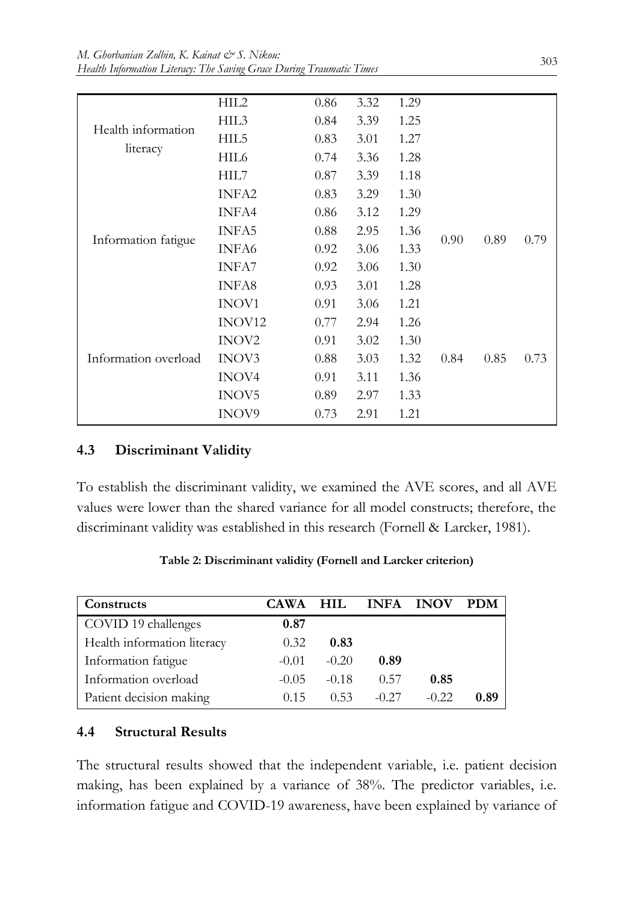| | | | | | | | |
|---|---|---|---|---|---|---|---|
| Health information literacy | HIL2 | 0.86 | 3.32 | 1.29 | | | |
| | HIL3 | 0.84 | 3.39 | 1.25 | | | |
| | HIL5 | 0.83 | 3.01 | 1.27 | | | |
| | HIL6 | 0.74 | 3.36 | 1.28 | | | |
| | HIL7 | 0.87 | 3.39 | 1.18 | | | |
| Information fatigue | INFA2 | 0.83 | 3.29 | 1.30 | 0.90 | 0.89 | 0.79 |
| | INFA4 | 0.86 | 3.12 | 1.29 | | | |
| | INFA5 | 0.88 | 2.95 | 1.36 | | | |
| | INFA6 | 0.92 | 3.06 | 1.33 | | | |
| | INFA7 | 0.92 | 3.06 | 1.30 | | | |
| | INFA8 | 0.93 | 3.01 | 1.28 | | | |
| Information overload | INOV1 | 0.91 | 3.06 | 1.21 | 0.84 | 0.85 | 0.73 |
| | INOV12 | 0.77 | 2.94 | 1.26 | | | |
| | INOV2 | 0.91 | 3.02 | 1.30 | | | |
| | INOV3 | 0.88 | 3.03 | 1.32 | | | |
| | INOV4 | 0.91 | 3.11 | 1.36 | | | |
| | INOV5 | 0.89 | 2.97 | 1.33 | | | |
| | INOV9 | 0.73 | 2.91 | 1.21 | | | |

### 4.3 Discriminant Validity

To establish the discriminant validity, we examined the AVE scores, and all AVE values were lower than the shared variance for all model constructs; therefore, the discriminant validity was established in this research (Fornell & Larcker, 1981).

**Table 2: Discriminant validity (Fornell and Larcker criterion)**

| Constructs | CAWA | HIL | INFA | INOV | PDM |
|---|---|---|---|---|---|
| COVID 19 challenges | **0.87** | | | | |
| Health information literacy | 0.32 | **0.83** | | | |
| Information fatigue | -0.01 | -0.20 | **0.89** | | |
| Information overload | -0.05 | -0.18 | 0.57 | **0.85** | |
| Patient decision making | 0.15 | 0.53 | -0.27 | -0.22 | **0.89** |

### 4.4 Structural Results

The structural results showed that the independent variable, i.e. patient decision making, has been explained by a variance of 38%. The predictor variables, i.e. information fatigue and COVID-19 awareness, have been explained by variance of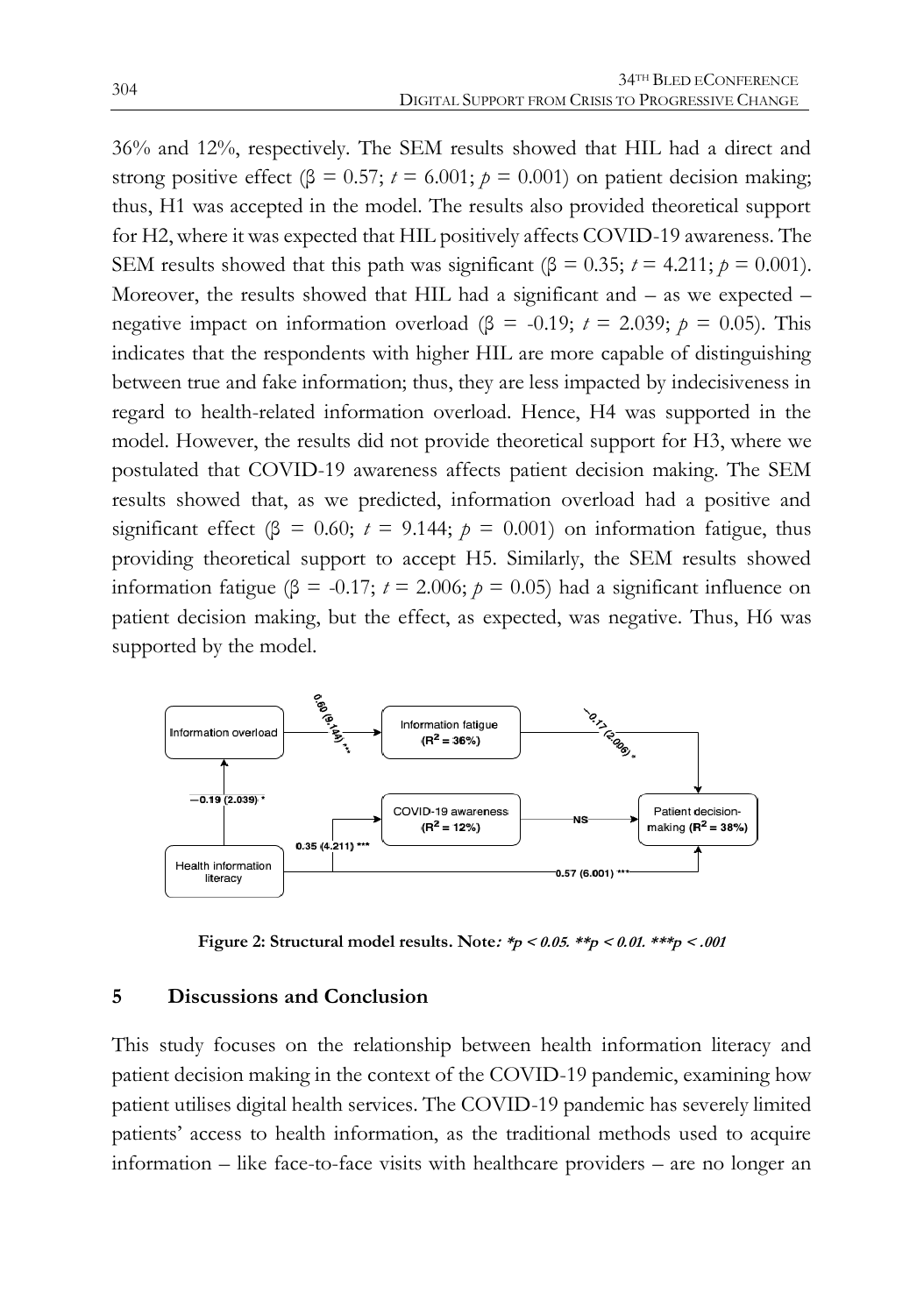36% and 12%, respectively. The SEM results showed that HIL had a direct and strong positive effect (β = 0.57; $t$ = 6.001; $p$ = 0.001) on patient decision making; thus, H1 was accepted in the model. The results also provided theoretical support for H2, where it was expected that HIL positively affects COVID-19 awareness. The SEM results showed that this path was significant (β = 0.35; $t$ = 4.211; $p$ = 0.001). Moreover, the results showed that HIL had a significant and – as we expected – negative impact on information overload (β = -0.19; $t$ = 2.039; $p$ = 0.05). This indicates that the respondents with higher HIL are more capable of distinguishing between true and fake information; thus, they are less impacted by indecisiveness in regard to health-related information overload. Hence, H4 was supported in the model. However, the results did not provide theoretical support for H3, where we postulated that COVID-19 awareness affects patient decision making. The SEM results showed that, as we predicted, information overload had a positive and significant effect (β = 0.60; $t$ = 9.144; $p$ = 0.001) on information fatigue, thus providing theoretical support to accept H5. Similarly, the SEM results showed information fatigue (β = -0.17; $t$ = 2.006; $p$ = 0.05) had a significant influence on patient decision making, but the effect, as expected, was negative. Thus, H6 was supported by the model.

Information overload

0.60 (9.144) ***

Information fatigue ($R^2$ = 36%)

−0.17 (2.006) *

−0.19 (2.039) *

COVID-19 awareness ($R^2$ = 12%)

NS

Patient decision-making ($R^2$ = 38%)

0.35 (4.211) ***

Health information literacy

0.57 (6.001) ***

**Figure 2: Structural model results. Note*: *p < 0.05. **p < 0.01. ***p < .001***

## 5 Discussions and Conclusion

This study focuses on the relationship between health information literacy and patient decision making in the context of the COVID-19 pandemic, examining how patient utilises digital health services. The COVID-19 pandemic has severely limited patients' access to health information, as the traditional methods used to acquire information – like face-to-face visits with healthcare providers – are no longer an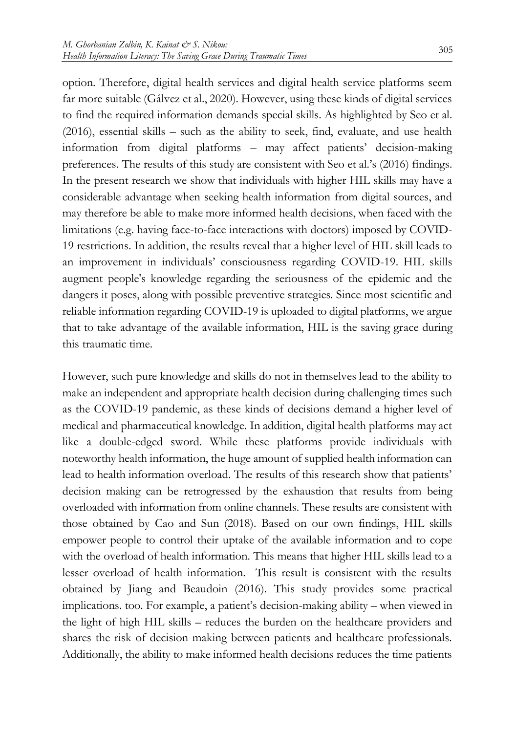option. Therefore, digital health services and digital health service platforms seem far more suitable (Gálvez et al., 2020). However, using these kinds of digital services to find the required information demands special skills. As highlighted by Seo et al. (2016), essential skills – such as the ability to seek, find, evaluate, and use health information from digital platforms – may affect patients' decision-making preferences. The results of this study are consistent with Seo et al.'s (2016) findings. In the present research we show that individuals with higher HIL skills may have a considerable advantage when seeking health information from digital sources, and may therefore be able to make more informed health decisions, when faced with the limitations (e.g. having face-to-face interactions with doctors) imposed by COVID-19 restrictions. In addition, the results reveal that a higher level of HIL skill leads to an improvement in individuals' consciousness regarding COVID-19. HIL skills augment people's knowledge regarding the seriousness of the epidemic and the dangers it poses, along with possible preventive strategies. Since most scientific and reliable information regarding COVID-19 is uploaded to digital platforms, we argue that to take advantage of the available information, HIL is the saving grace during this traumatic time.

However, such pure knowledge and skills do not in themselves lead to the ability to make an independent and appropriate health decision during challenging times such as the COVID-19 pandemic, as these kinds of decisions demand a higher level of medical and pharmaceutical knowledge. In addition, digital health platforms may act like a double-edged sword. While these platforms provide individuals with noteworthy health information, the huge amount of supplied health information can lead to health information overload. The results of this research show that patients' decision making can be retrogressed by the exhaustion that results from being overloaded with information from online channels. These results are consistent with those obtained by Cao and Sun (2018). Based on our own findings, HIL skills empower people to control their uptake of the available information and to cope with the overload of health information. This means that higher HIL skills lead to a lesser overload of health information. This result is consistent with the results obtained by Jiang and Beaudoin (2016). This study provides some practical implications. too. For example, a patient's decision-making ability – when viewed in the light of high HIL skills – reduces the burden on the healthcare providers and shares the risk of decision making between patients and healthcare professionals. Additionally, the ability to make informed health decisions reduces the time patients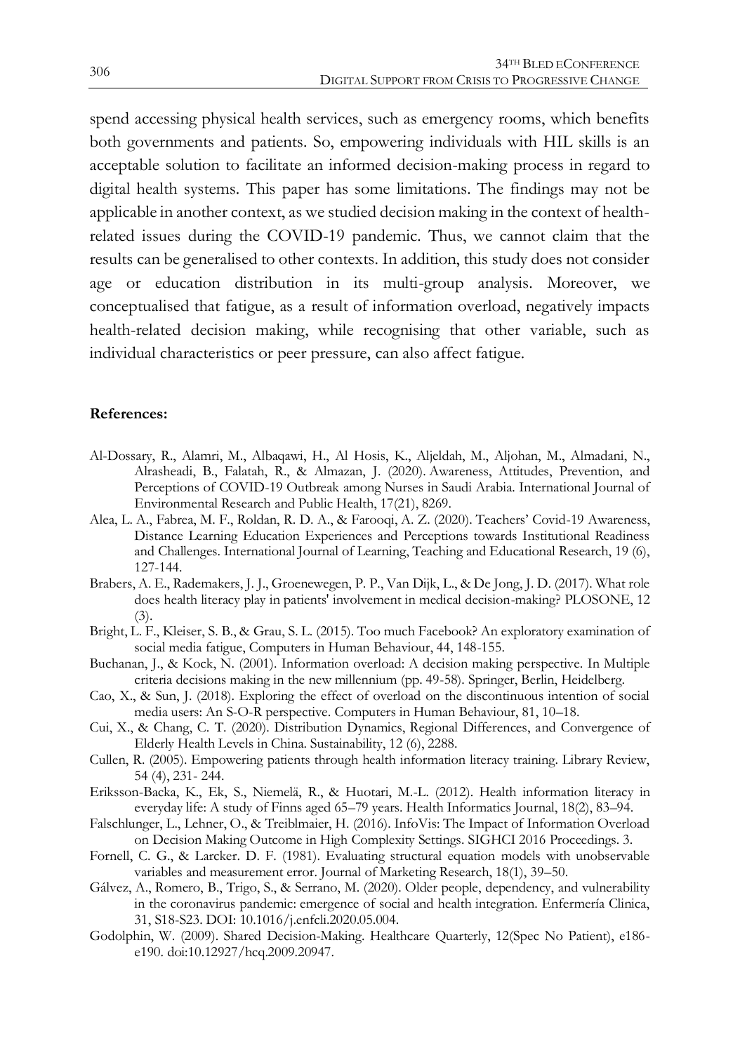spend accessing physical health services, such as emergency rooms, which benefits both governments and patients. So, empowering individuals with HIL skills is an acceptable solution to facilitate an informed decision-making process in regard to digital health systems. This paper has some limitations. The findings may not be applicable in another context, as we studied decision making in the context of health-related issues during the COVID-19 pandemic. Thus, we cannot claim that the results can be generalised to other contexts. In addition, this study does not consider age or education distribution in its multi-group analysis. Moreover, we conceptualised that fatigue, as a result of information overload, negatively impacts health-related decision making, while recognising that other variable, such as individual characteristics or peer pressure, can also affect fatigue.

**References:**

Al-Dossary, R., Alamri, M., Albaqawi, H., Al Hosis, K., Aljeldah, M., Aljohan, M., Almadani, N., Alrasheadi, B., Falatah, R., & Almazan, J. (2020). Awareness, Attitudes, Prevention, and Perceptions of COVID-19 Outbreak among Nurses in Saudi Arabia. International Journal of Environmental Research and Public Health, 17(21), 8269.

Alea, L. A., Fabrea, M. F., Roldan, R. D. A., & Farooqi, A. Z. (2020). Teachers' Covid-19 Awareness, Distance Learning Education Experiences and Perceptions towards Institutional Readiness and Challenges. International Journal of Learning, Teaching and Educational Research, 19 (6), 127-144.

Brabers, A. E., Rademakers, J. J., Groenewegen, P. P., Van Dijk, L., & De Jong, J. D. (2017). What role does health literacy play in patients' involvement in medical decision-making? PLOSONE, 12 (3).

Bright, L. F., Kleiser, S. B., & Grau, S. L. (2015). Too much Facebook? An exploratory examination of social media fatigue, Computers in Human Behaviour, 44, 148-155.

Buchanan, J., & Kock, N. (2001). Information overload: A decision making perspective. In Multiple criteria decisions making in the new millennium (pp. 49-58). Springer, Berlin, Heidelberg.

Cao, X., & Sun, J. (2018). Exploring the effect of overload on the discontinuous intention of social media users: An S-O-R perspective. Computers in Human Behaviour, 81, 10–18.

Cui, X., & Chang, C. T. (2020). Distribution Dynamics, Regional Differences, and Convergence of Elderly Health Levels in China. Sustainability, 12 (6), 2288.

Cullen, R. (2005). Empowering patients through health information literacy training. Library Review, 54 (4), 231- 244.

Eriksson-Backa, K., Ek, S., Niemelä, R., & Huotari, M.-L. (2012). Health information literacy in everyday life: A study of Finns aged 65–79 years. Health Informatics Journal, 18(2), 83–94.

Falschlunger, L., Lehner, O., & Treiblmaier, H. (2016). InfoVis: The Impact of Information Overload on Decision Making Outcome in High Complexity Settings. SIGHCI 2016 Proceedings. 3.

Fornell, C. G., & Larcker. D. F. (1981). Evaluating structural equation models with unobservable variables and measurement error. Journal of Marketing Research, 18(1), 39–50.

Gálvez, A., Romero, B., Trigo, S., & Serrano, M. (2020). Older people, dependency, and vulnerability in the coronavirus pandemic: emergence of social and health integration. Enfermería Clinica, 31, S18-S23. DOI: 10.1016/j.enfcli.2020.05.004.

Godolphin, W. (2009). Shared Decision-Making. Healthcare Quarterly, 12(Spec No Patient), e186-e190. doi:10.12927/hcq.2009.20947.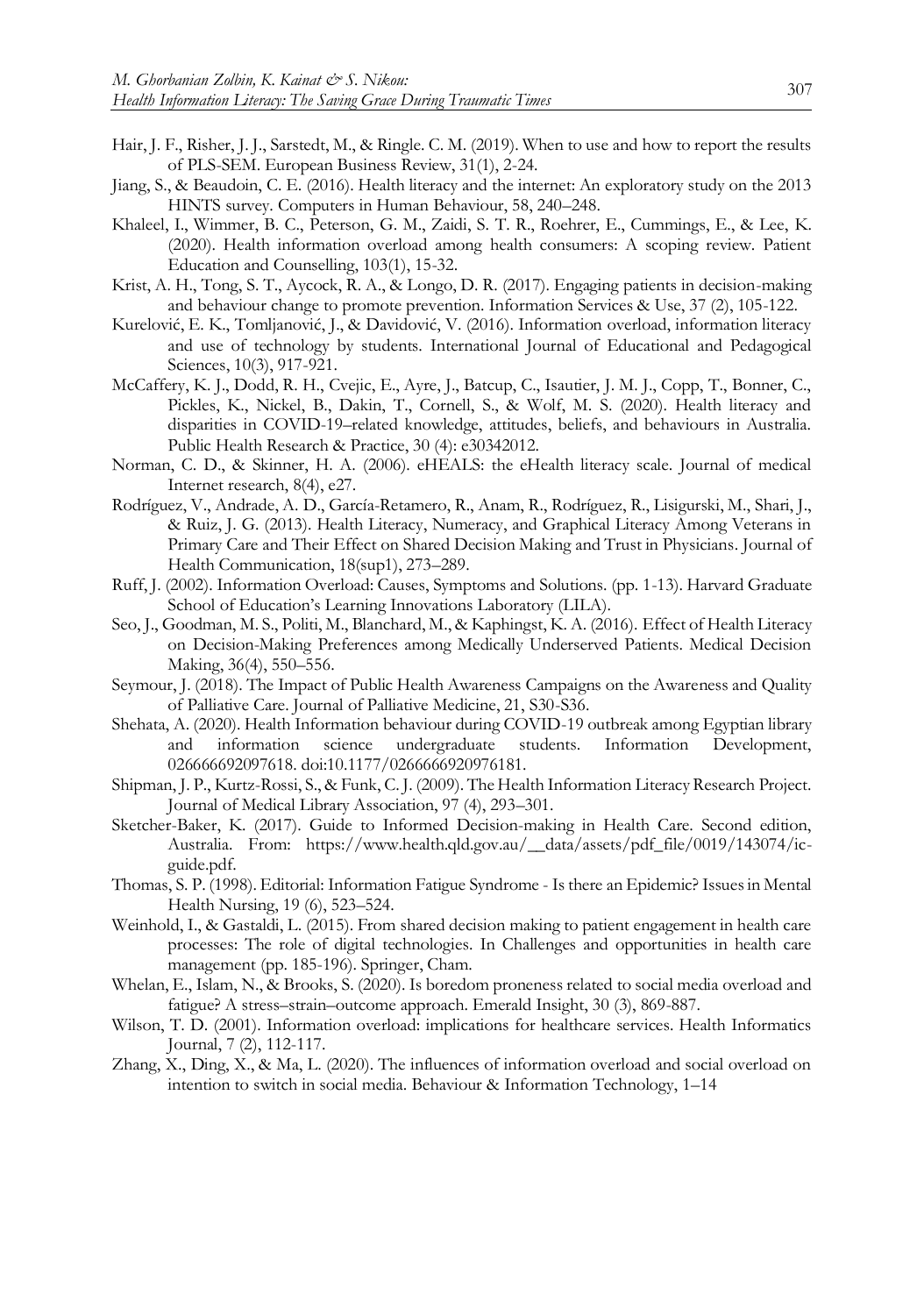Hair, J. F., Risher, J. J., Sarstedt, M., & Ringle. C. M. (2019). When to use and how to report the results of PLS-SEM. European Business Review, 31(1), 2-24.

Jiang, S., & Beaudoin, C. E. (2016). Health literacy and the internet: An exploratory study on the 2013 HINTS survey. Computers in Human Behaviour, 58, 240–248.

Khaleel, I., Wimmer, B. C., Peterson, G. M., Zaidi, S. T. R., Roehrer, E., Cummings, E., & Lee, K. (2020). Health information overload among health consumers: A scoping review. Patient Education and Counselling, 103(1), 15-32.

Krist, A. H., Tong, S. T., Aycock, R. A., & Longo, D. R. (2017). Engaging patients in decision-making and behaviour change to promote prevention. Information Services & Use, 37 (2), 105-122.

Kurelović, E. K., Tomljanović, J., & Davidović, V. (2016). Information overload, information literacy and use of technology by students. International Journal of Educational and Pedagogical Sciences, 10(3), 917-921.

McCaffery, K. J., Dodd, R. H., Cvejic, E., Ayre, J., Batcup, C., Isautier, J. M. J., Copp, T., Bonner, C., Pickles, K., Nickel, B., Dakin, T., Cornell, S., & Wolf, M. S. (2020). Health literacy and disparities in COVID-19–related knowledge, attitudes, beliefs, and behaviours in Australia. Public Health Research & Practice, 30 (4): e30342012.

Norman, C. D., & Skinner, H. A. (2006). eHEALS: the eHealth literacy scale. Journal of medical Internet research, 8(4), e27.

Rodríguez, V., Andrade, A. D., García-Retamero, R., Anam, R., Rodríguez, R., Lisigurski, M., Shari, J., & Ruiz, J. G. (2013). Health Literacy, Numeracy, and Graphical Literacy Among Veterans in Primary Care and Their Effect on Shared Decision Making and Trust in Physicians. Journal of Health Communication, 18(sup1), 273–289.

Ruff, J. (2002). Information Overload: Causes, Symptoms and Solutions. (pp. 1-13). Harvard Graduate School of Education's Learning Innovations Laboratory (LILA).

Seo, J., Goodman, M. S., Politi, M., Blanchard, M., & Kaphingst, K. A. (2016). Effect of Health Literacy on Decision-Making Preferences among Medically Underserved Patients. Medical Decision Making, 36(4), 550–556.

Seymour, J. (2018). The Impact of Public Health Awareness Campaigns on the Awareness and Quality of Palliative Care. Journal of Palliative Medicine, 21, S30-S36.

Shehata, A. (2020). Health Information behaviour during COVID-19 outbreak among Egyptian library and information science undergraduate students. Information Development, 026666692097618. doi:10.1177/0266666920976181.

Shipman, J. P., Kurtz-Rossi, S., & Funk, C. J. (2009). The Health Information Literacy Research Project. Journal of Medical Library Association, 97 (4), 293–301.

Sketcher-Baker, K. (2017). Guide to Informed Decision-making in Health Care. Second edition, Australia. From: https://www.health.qld.gov.au/__data/assets/pdf_file/0019/143074/ic-guide.pdf.

Thomas, S. P. (1998). Editorial: Information Fatigue Syndrome - Is there an Epidemic? Issues in Mental Health Nursing, 19 (6), 523–524.

Weinhold, I., & Gastaldi, L. (2015). From shared decision making to patient engagement in health care processes: The role of digital technologies. In Challenges and opportunities in health care management (pp. 185-196). Springer, Cham.

Whelan, E., Islam, N., & Brooks, S. (2020). Is boredom proneness related to social media overload and fatigue? A stress–strain–outcome approach. Emerald Insight, 30 (3), 869-887.

Wilson, T. D. (2001). Information overload: implications for healthcare services. Health Informatics Journal, 7 (2), 112-117.

Zhang, X., Ding, X., & Ma, L. (2020). The influences of information overload and social overload on intention to switch in social media. Behaviour & Information Technology, 1–14